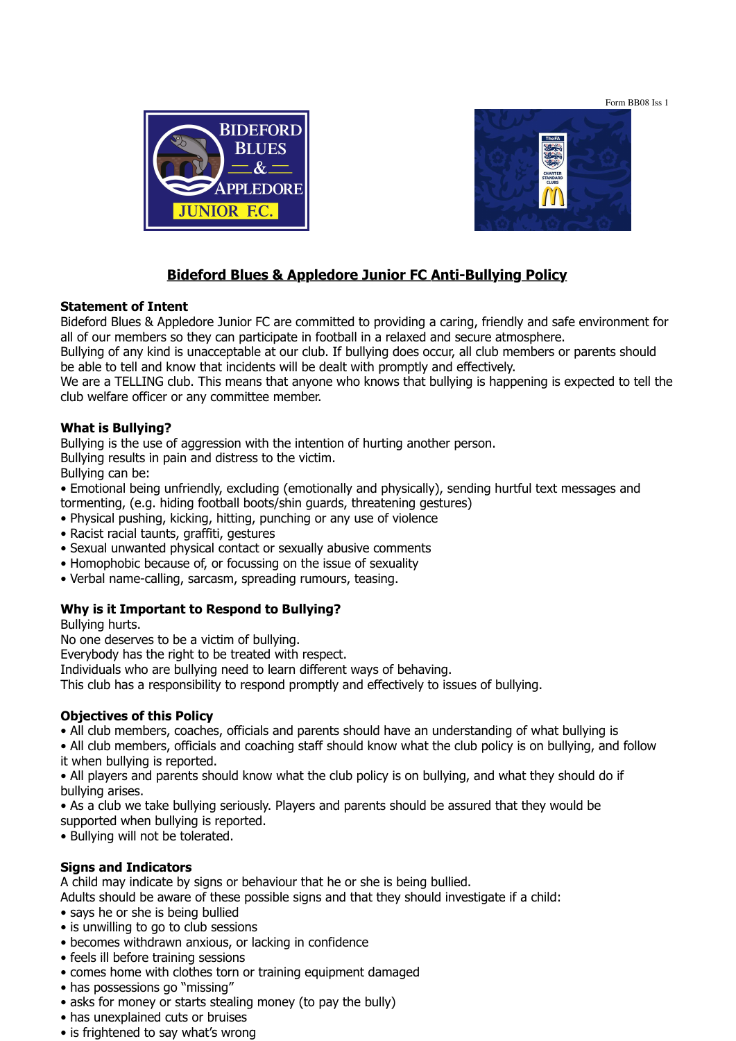Form BB08 Iss 1

# Bideford Blues & Appledore Junior FC Anti-Bullying Policy

**Statement of Intent**

Bideford Blues & Appledore Junior FC are committed to providing a caring, friendly and safe environment for all of our members so they can participate in football in a relaxed and secure atmosphere.
Bullying of any kind is unacceptable at our club. If bullying does occur, all club members or parents should be able to tell and know that incidents will be dealt with promptly and effectively.
We are a TELLING club. This means that anyone who knows that bullying is happening is expected to tell the club welfare officer or any committee member.

**What is Bullying?**

Bullying is the use of aggression with the intention of hurting another person.
Bullying results in pain and distress to the victim.
Bullying can be:

- Emotional being unfriendly, excluding (emotionally and physically), sending hurtful text messages and tormenting, (e.g. hiding football boots/shin guards, threatening gestures)
- Physical pushing, kicking, hitting, punching or any use of violence
- Racist racial taunts, graffiti, gestures
- Sexual unwanted physical contact or sexually abusive comments
- Homophobic because of, or focussing on the issue of sexuality
- Verbal name-calling, sarcasm, spreading rumours, teasing.

**Why is it Important to Respond to Bullying?**

Bullying hurts.
No one deserves to be a victim of bullying.
Everybody has the right to be treated with respect.
Individuals who are bullying need to learn different ways of behaving.
This club has a responsibility to respond promptly and effectively to issues of bullying.

**Objectives of this Policy**

- All club members, coaches, officials and parents should have an understanding of what bullying is
- All club members, officials and coaching staff should know what the club policy is on bullying, and follow it when bullying is reported.
- All players and parents should know what the club policy is on bullying, and what they should do if bullying arises.
- As a club we take bullying seriously. Players and parents should be assured that they would be supported when bullying is reported.
- Bullying will not be tolerated.

**Signs and Indicators**

A child may indicate by signs or behaviour that he or she is being bullied.
Adults should be aware of these possible signs and that they should investigate if a child:

- says he or she is being bullied
- is unwilling to go to club sessions
- becomes withdrawn anxious, or lacking in confidence
- feels ill before training sessions
- comes home with clothes torn or training equipment damaged
- has possessions go "missing"
- asks for money or starts stealing money (to pay the bully)
- has unexplained cuts or bruises
- is frightened to say what's wrong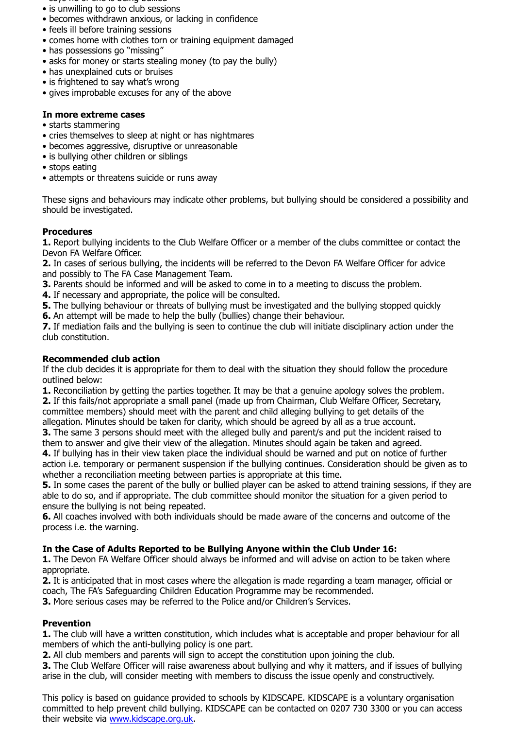- is unwilling to go to club sessions
- becomes withdrawn anxious, or lacking in confidence
- feels ill before training sessions
- comes home with clothes torn or training equipment damaged
- has possessions go "missing"
- asks for money or starts stealing money (to pay the bully)
- has unexplained cuts or bruises
- is frightened to say what's wrong
- gives improbable excuses for any of the above

**In more extreme cases**

- starts stammering
- cries themselves to sleep at night or has nightmares
- becomes aggressive, disruptive or unreasonable
- is bullying other children or siblings
- stops eating
- attempts or threatens suicide or runs away

These signs and behaviours may indicate other problems, but bullying should be considered a possibility and should be investigated.

**Procedures**

**1.** Report bullying incidents to the Club Welfare Officer or a member of the clubs committee or contact the Devon FA Welfare Officer.
**2.** In cases of serious bullying, the incidents will be referred to the Devon FA Welfare Officer for advice and possibly to The FA Case Management Team.
**3.** Parents should be informed and will be asked to come in to a meeting to discuss the problem.
**4.** If necessary and appropriate, the police will be consulted.
**5.** The bullying behaviour or threats of bullying must be investigated and the bullying stopped quickly
**6.** An attempt will be made to help the bully (bullies) change their behaviour.
**7.** If mediation fails and the bullying is seen to continue the club will initiate disciplinary action under the club constitution.

**Recommended club action**

If the club decides it is appropriate for them to deal with the situation they should follow the procedure outlined below:
**1.** Reconciliation by getting the parties together. It may be that a genuine apology solves the problem.
**2.** If this fails/not appropriate a small panel (made up from Chairman, Club Welfare Officer, Secretary, committee members) should meet with the parent and child alleging bullying to get details of the allegation. Minutes should be taken for clarity, which should be agreed by all as a true account.
**3.** The same 3 persons should meet with the alleged bully and parent/s and put the incident raised to them to answer and give their view of the allegation. Minutes should again be taken and agreed.
**4.** If bullying has in their view taken place the individual should be warned and put on notice of further action i.e. temporary or permanent suspension if the bullying continues. Consideration should be given as to whether a reconciliation meeting between parties is appropriate at this time.
**5.** In some cases the parent of the bully or bullied player can be asked to attend training sessions, if they are able to do so, and if appropriate. The club committee should monitor the situation for a given period to ensure the bullying is not being repeated.
**6.** All coaches involved with both individuals should be made aware of the concerns and outcome of the process i.e. the warning.

**In the Case of Adults Reported to be Bullying Anyone within the Club Under 16:**

**1.** The Devon FA Welfare Officer should always be informed and will advise on action to be taken where appropriate.
**2.** It is anticipated that in most cases where the allegation is made regarding a team manager, official or coach, The FA's Safeguarding Children Education Programme may be recommended.
**3.** More serious cases may be referred to the Police and/or Children's Services.

**Prevention**

**1.** The club will have a written constitution, which includes what is acceptable and proper behaviour for all members of which the anti-bullying policy is one part.
**2.** All club members and parents will sign to accept the constitution upon joining the club.
**3.** The Club Welfare Officer will raise awareness about bullying and why it matters, and if issues of bullying arise in the club, will consider meeting with members to discuss the issue openly and constructively.

This policy is based on guidance provided to schools by KIDSCAPE. KIDSCAPE is a voluntary organisation committed to help prevent child bullying. KIDSCAPE can be contacted on 0207 730 3300 or you can access their website via www.kidscape.org.uk.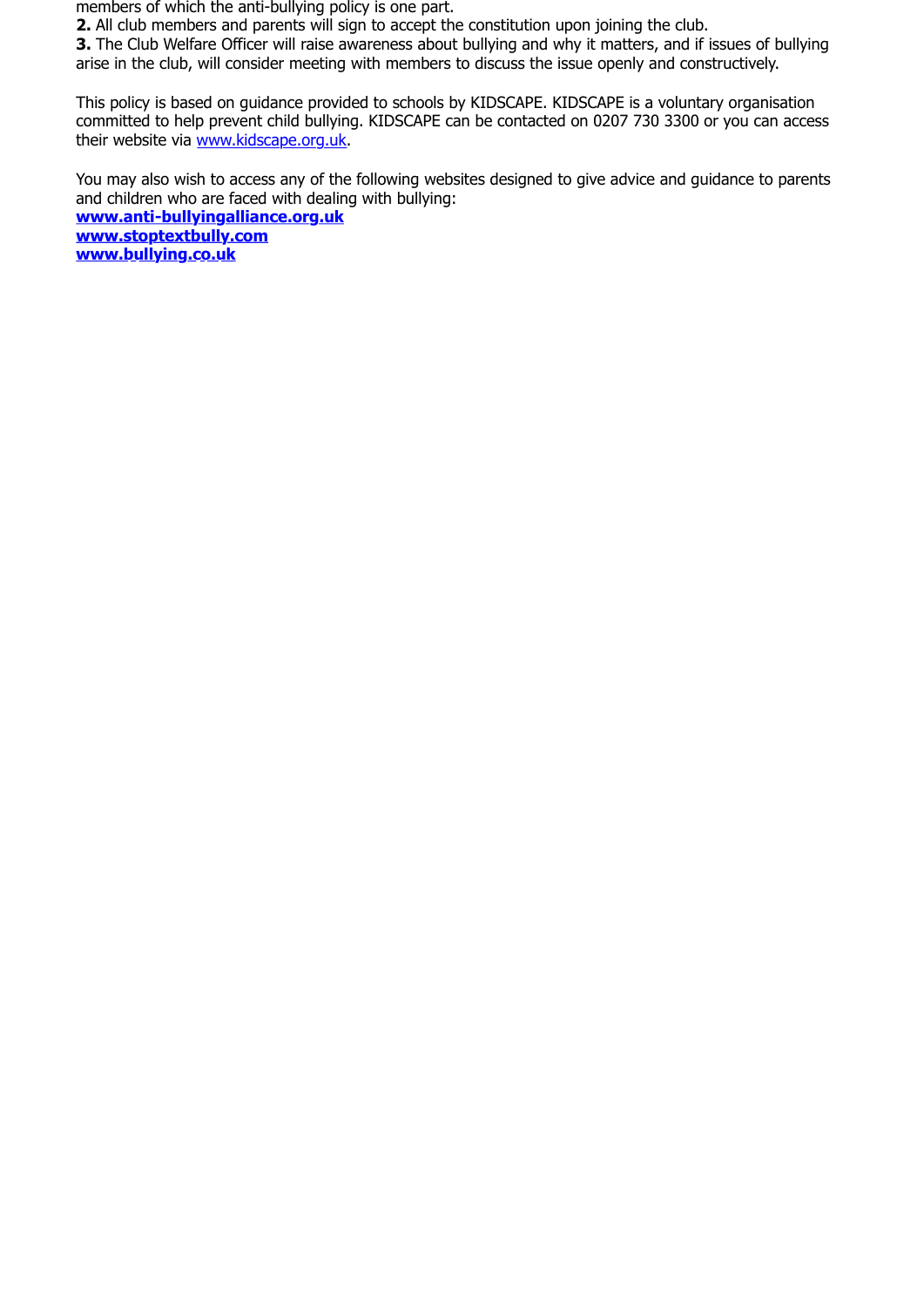members of which the anti-bullying policy is one part.
**2.** All club members and parents will sign to accept the constitution upon joining the club.
**3.** The Club Welfare Officer will raise awareness about bullying and why it matters, and if issues of bullying arise in the club, will consider meeting with members to discuss the issue openly and constructively.

This policy is based on guidance provided to schools by KIDSCAPE. KIDSCAPE is a voluntary organisation committed to help prevent child bullying. KIDSCAPE can be contacted on 0207 730 3300 or you can access their website via www.kidscape.org.uk.

You may also wish to access any of the following websites designed to give advice and guidance to parents and children who are faced with dealing with bullying:
**www.anti-bullyingalliance.org.uk**
**www.stoptextbully.com**
**www.bullying.co.uk**